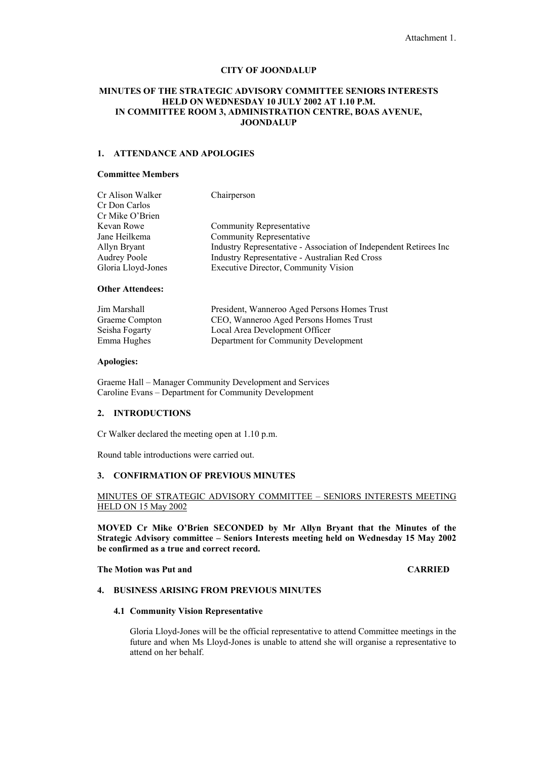Attachment 1.

# CITY OF JOONDALUP

## MINUTES OF THE STRATEGIC ADVISORY COMMITTEE SENIORS INTERESTS HELD ON WEDNESDAY 10 JULY 2002 AT 1.10 P.M. IN COMMITTEE ROOM 3, ADMINISTRATION CENTRE, BOAS AVENUE, JOONDALUP

### 1. ATTENDANCE AND APOLOGIES

**Committee Members**

| | |
|---|---|
| Cr Alison Walker | Chairperson |
| Cr Don Carlos | |
| Cr Mike O'Brien | |
| Kevan Rowe | Community Representative |
| Jane Heilkema | Community Representative |
| Allyn Bryant | Industry Representative - Association of Independent Retirees Inc |
| Audrey Poole | Industry Representative - Australian Red Cross |
| Gloria Lloyd-Jones | Executive Director, Community Vision |

**Other Attendees:**

| | |
|---|---|
| Jim Marshall | President, Wanneroo Aged Persons Homes Trust |
| Graeme Compton | CEO, Wanneroo Aged Persons Homes Trust |
| Seisha Fogarty | Local Area Development Officer |
| Emma Hughes | Department for Community Development |

**Apologies:**

Graeme Hall – Manager Community Development and Services
Caroline Evans – Department for Community Development

### 2. INTRODUCTIONS

Cr Walker declared the meeting open at 1.10 p.m.

Round table introductions were carried out.

### 3. CONFIRMATION OF PREVIOUS MINUTES

<u>MINUTES OF STRATEGIC ADVISORY COMMITTEE – SENIORS INTERESTS MEETING HELD ON 15 May 2002</u>

**MOVED Cr Mike O'Brien SECONDED by Mr Allyn Bryant that the Minutes of the Strategic Advisory committee – Seniors Interests meeting held on Wednesday 15 May 2002 be confirmed as a true and correct record.**

**The Motion was Put and CARRIED**

### 4. BUSINESS ARISING FROM PREVIOUS MINUTES

#### 4.1 Community Vision Representative

Gloria Lloyd-Jones will be the official representative to attend Committee meetings in the future and when Ms Lloyd-Jones is unable to attend she will organise a representative to attend on her behalf.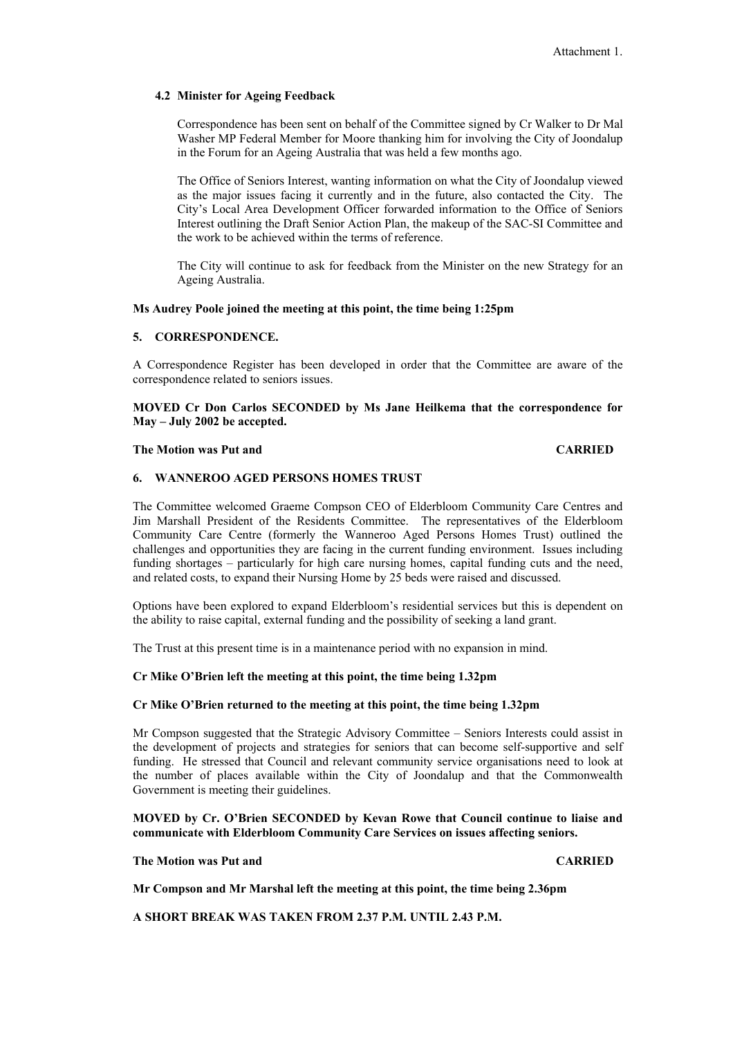Attachment 1.

### 4.2 Minister for Ageing Feedback

Correspondence has been sent on behalf of the Committee signed by Cr Walker to Dr Mal Washer MP Federal Member for Moore thanking him for involving the City of Joondalup in the Forum for an Ageing Australia that was held a few months ago.

The Office of Seniors Interest, wanting information on what the City of Joondalup viewed as the major issues facing it currently and in the future, also contacted the City. The City's Local Area Development Officer forwarded information to the Office of Seniors Interest outlining the Draft Senior Action Plan, the makeup of the SAC-SI Committee and the work to be achieved within the terms of reference.

The City will continue to ask for feedback from the Minister on the new Strategy for an Ageing Australia.

**Ms Audrey Poole joined the meeting at this point, the time being 1:25pm**

## 5. CORRESPONDENCE.

A Correspondence Register has been developed in order that the Committee are aware of the correspondence related to seniors issues.

**MOVED Cr Don Carlos SECONDED by Ms Jane Heilkema that the correspondence for May – July 2002 be accepted.**

**The Motion was Put and CARRIED**

## 6. WANNEROO AGED PERSONS HOMES TRUST

The Committee welcomed Graeme Compson CEO of Elderbloom Community Care Centres and Jim Marshall President of the Residents Committee. The representatives of the Elderbloom Community Care Centre (formerly the Wanneroo Aged Persons Homes Trust) outlined the challenges and opportunities they are facing in the current funding environment. Issues including funding shortages – particularly for high care nursing homes, capital funding cuts and the need, and related costs, to expand their Nursing Home by 25 beds were raised and discussed.

Options have been explored to expand Elderbloom's residential services but this is dependent on the ability to raise capital, external funding and the possibility of seeking a land grant.

The Trust at this present time is in a maintenance period with no expansion in mind.

**Cr Mike O'Brien left the meeting at this point, the time being 1.32pm**

**Cr Mike O'Brien returned to the meeting at this point, the time being 1.32pm**

Mr Compson suggested that the Strategic Advisory Committee – Seniors Interests could assist in the development of projects and strategies for seniors that can become self-supportive and self funding. He stressed that Council and relevant community service organisations need to look at the number of places available within the City of Joondalup and that the Commonwealth Government is meeting their guidelines.

**MOVED by Cr. O'Brien SECONDED by Kevan Rowe that Council continue to liaise and communicate with Elderbloom Community Care Services on issues affecting seniors.**

**The Motion was Put and CARRIED**

**Mr Compson and Mr Marshal left the meeting at this point, the time being 2.36pm**

**A SHORT BREAK WAS TAKEN FROM 2.37 P.M. UNTIL 2.43 P.M.**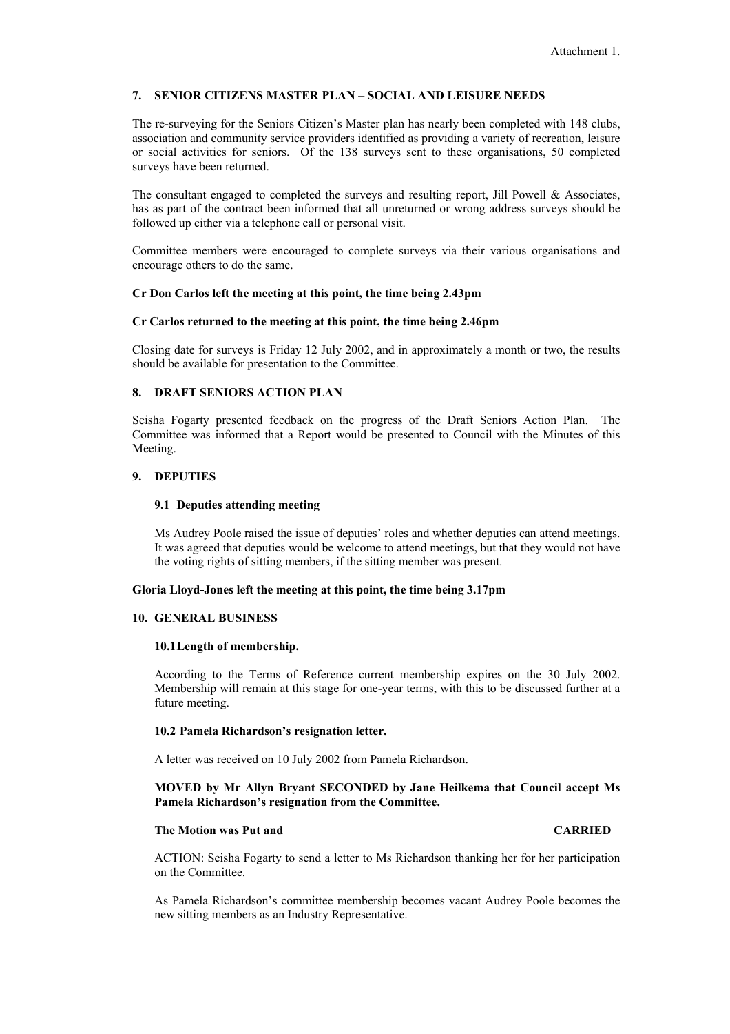Attachment 1.

## 7. SENIOR CITIZENS MASTER PLAN – SOCIAL AND LEISURE NEEDS

The re-surveying for the Seniors Citizen's Master plan has nearly been completed with 148 clubs, association and community service providers identified as providing a variety of recreation, leisure or social activities for seniors. Of the 138 surveys sent to these organisations, 50 completed surveys have been returned.

The consultant engaged to completed the surveys and resulting report, Jill Powell & Associates, has as part of the contract been informed that all unreturned or wrong address surveys should be followed up either via a telephone call or personal visit.

Committee members were encouraged to complete surveys via their various organisations and encourage others to do the same.

**Cr Don Carlos left the meeting at this point, the time being 2.43pm**

**Cr Carlos returned to the meeting at this point, the time being 2.46pm**

Closing date for surveys is Friday 12 July 2002, and in approximately a month or two, the results should be available for presentation to the Committee.

## 8. DRAFT SENIORS ACTION PLAN

Seisha Fogarty presented feedback on the progress of the Draft Seniors Action Plan. The Committee was informed that a Report would be presented to Council with the Minutes of this Meeting.

## 9. DEPUTIES

### 9.1 Deputies attending meeting

Ms Audrey Poole raised the issue of deputies' roles and whether deputies can attend meetings. It was agreed that deputies would be welcome to attend meetings, but that they would not have the voting rights of sitting members, if the sitting member was present.

**Gloria Lloyd-Jones left the meeting at this point, the time being 3.17pm**

## 10. GENERAL BUSINESS

### 10.1 Length of membership.

According to the Terms of Reference current membership expires on the 30 July 2002. Membership will remain at this stage for one-year terms, with this to be discussed further at a future meeting.

### 10.2 Pamela Richardson's resignation letter.

A letter was received on 10 July 2002 from Pamela Richardson.

**MOVED by Mr Allyn Bryant SECONDED by Jane Heilkema that Council accept Ms Pamela Richardson's resignation from the Committee.**

**The Motion was Put and CARRIED**

ACTION: Seisha Fogarty to send a letter to Ms Richardson thanking her for her participation on the Committee.

As Pamela Richardson's committee membership becomes vacant Audrey Poole becomes the new sitting members as an Industry Representative.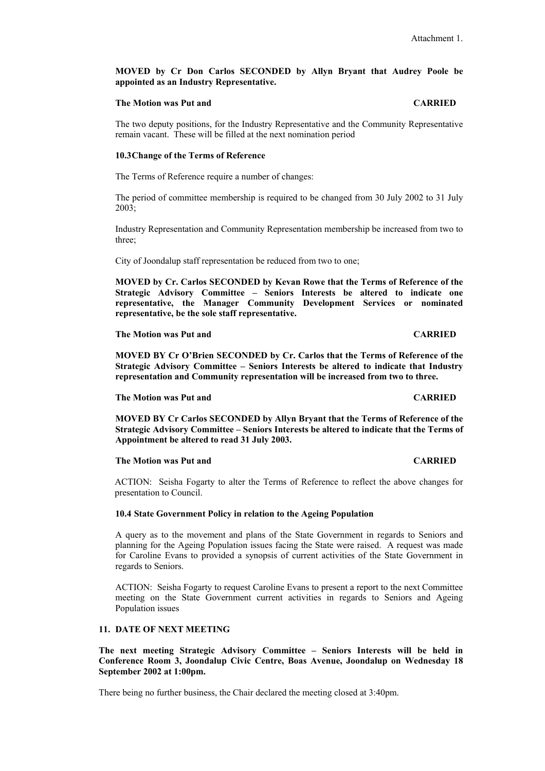Attachment 1.

**MOVED by Cr Don Carlos SECONDED by Allyn Bryant that Audrey Poole be appointed as an Industry Representative.**

**The Motion was Put and CARRIED**

The two deputy positions, for the Industry Representative and the Community Representative remain vacant. These will be filled at the next nomination period

**10.3Change of the Terms of Reference**

The Terms of Reference require a number of changes:

The period of committee membership is required to be changed from 30 July 2002 to 31 July 2003;

Industry Representation and Community Representation membership be increased from two to three;

City of Joondalup staff representation be reduced from two to one;

**MOVED by Cr. Carlos SECONDED by Kevan Rowe that the Terms of Reference of the Strategic Advisory Committee – Seniors Interests be altered to indicate one representative, the Manager Community Development Services or nominated representative, be the sole staff representative.**

**The Motion was Put and CARRIED**

**MOVED BY Cr O'Brien SECONDED by Cr. Carlos that the Terms of Reference of the Strategic Advisory Committee – Seniors Interests be altered to indicate that Industry representation and Community representation will be increased from two to three.**

**The Motion was Put and CARRIED**

**MOVED BY Cr Carlos SECONDED by Allyn Bryant that the Terms of Reference of the Strategic Advisory Committee – Seniors Interests be altered to indicate that the Terms of Appointment be altered to read 31 July 2003.**

**The Motion was Put and CARRIED**

ACTION: Seisha Fogarty to alter the Terms of Reference to reflect the above changes for presentation to Council.

**10.4 State Government Policy in relation to the Ageing Population**

A query as to the movement and plans of the State Government in regards to Seniors and planning for the Ageing Population issues facing the State were raised. A request was made for Caroline Evans to provided a synopsis of current activities of the State Government in regards to Seniors.

ACTION: Seisha Fogarty to request Caroline Evans to present a report to the next Committee meeting on the State Government current activities in regards to Seniors and Ageing Population issues

## 11. DATE OF NEXT MEETING

**The next meeting Strategic Advisory Committee – Seniors Interests will be held in Conference Room 3, Joondalup Civic Centre, Boas Avenue, Joondalup on Wednesday 18 September 2002 at 1:00pm.**

There being no further business, the Chair declared the meeting closed at 3:40pm.